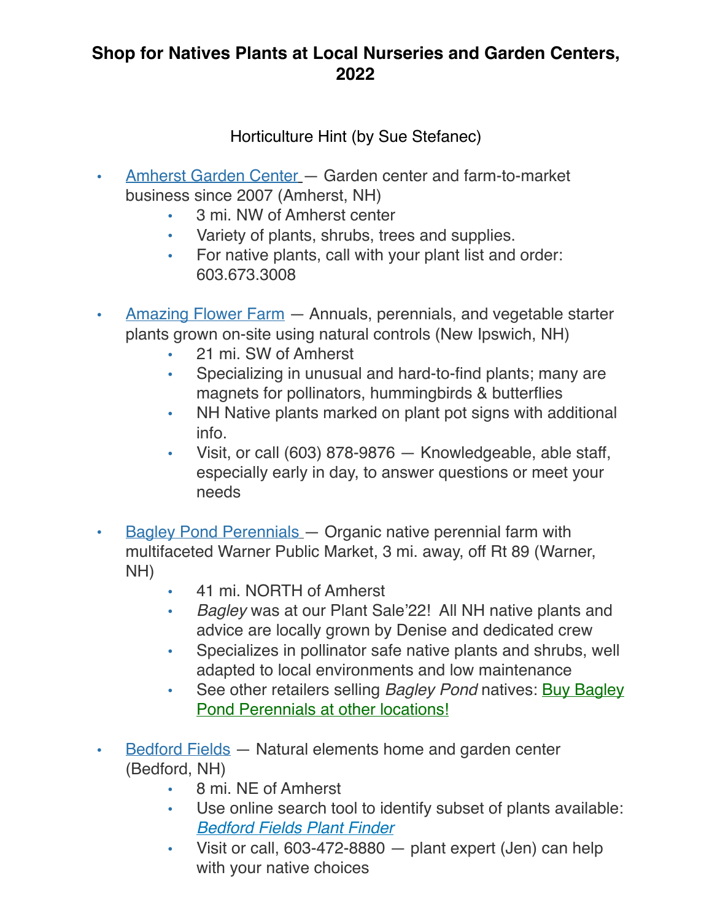# Shop for Natives Plants at Local Nurseries and Garden Centers, 2022

Horticulture Hint (by Sue Stefanec)

- Amherst Garden Center — Garden center and farm-to-market business since 2007 (Amherst, NH)
  - 3 mi. NW of Amherst center
  - Variety of plants, shrubs, trees and supplies.
  - For native plants, call with your plant list and order: 603.673.3008

- Amazing Flower Farm — Annuals, perennials, and vegetable starter plants grown on-site using natural controls (New Ipswich, NH)
  - 21 mi. SW of Amherst
  - Specializing in unusual and hard-to-find plants; many are magnets for pollinators, hummingbirds & butterflies
  - NH Native plants marked on plant pot signs with additional info.
  - Visit, or call (603) 878-9876 — Knowledgeable, able staff, especially early in day, to answer questions or meet your needs

- Bagley Pond Perennials — Organic native perennial farm with multifaceted Warner Public Market, 3 mi. away, off Rt 89 (Warner, NH)
  - 41 mi. NORTH of Amherst
  - *Bagley* was at our Plant Sale'22! All NH native plants and advice are locally grown by Denise and dedicated crew
  - Specializes in pollinator safe native plants and shrubs, well adapted to local environments and low maintenance
  - See other retailers selling *Bagley Pond* natives: Buy Bagley Pond Perennials at other locations!

- Bedford Fields — Natural elements home and garden center (Bedford, NH)
  - 8 mi. NE of Amherst
  - Use online search tool to identify subset of plants available: *Bedford Fields Plant Finder*
  - Visit or call, 603-472-8880 — plant expert (Jen) can help with your native choices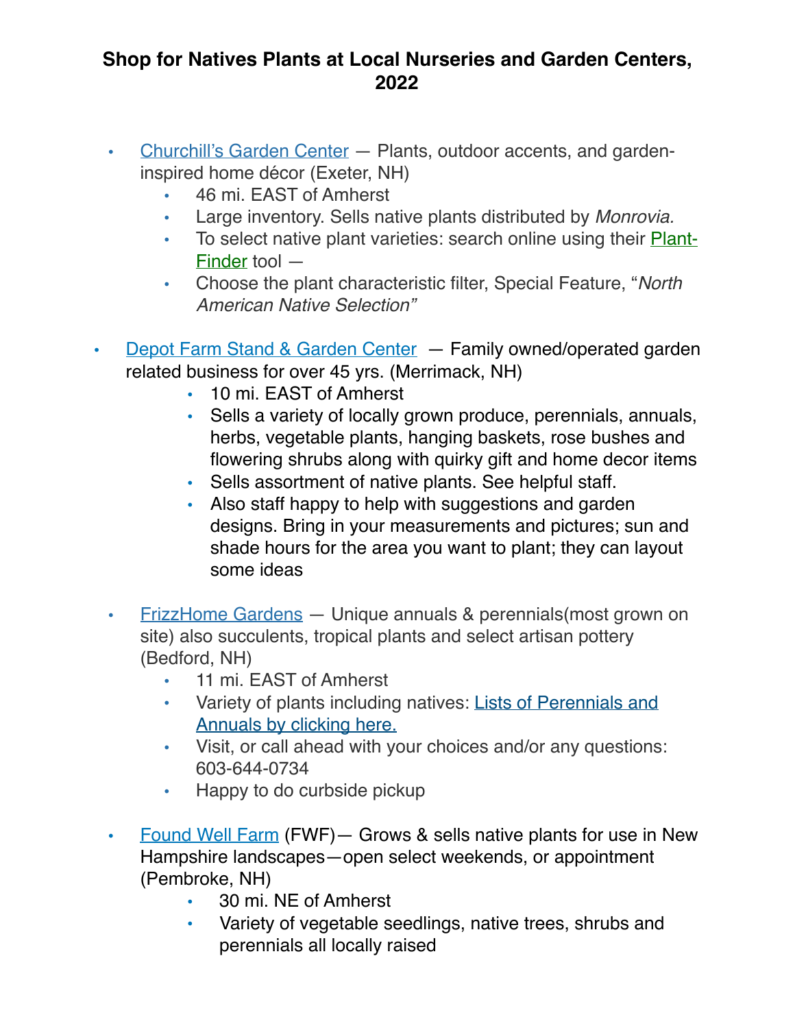# Shop for Natives Plants at Local Nurseries and Garden Centers, 2022

- Churchill's Garden Center — Plants, outdoor accents, and garden-inspired home décor (Exeter, NH)
    - 46 mi. EAST of Amherst
    - Large inventory. Sells native plants distributed by *Monrovia.*
    - To select native plant varieties: search online using their Plant-Finder tool —
    - Choose the plant characteristic filter, Special Feature, "*North American Native Selection"*

- Depot Farm Stand & Garden Center — Family owned/operated garden related business for over 45 yrs. (Merrimack, NH)
    - 10 mi. EAST of Amherst
    - Sells a variety of locally grown produce, perennials, annuals, herbs, vegetable plants, hanging baskets, rose bushes and flowering shrubs along with quirky gift and home decor items
    - Sells assortment of native plants. See helpful staff.
    - Also staff happy to help with suggestions and garden designs. Bring in your measurements and pictures; sun and shade hours for the area you want to plant; they can layout some ideas

- FrizzHome Gardens — Unique annuals & perennials(most grown on site) also succulents, tropical plants and select artisan pottery (Bedford, NH)
    - 11 mi. EAST of Amherst
    - Variety of plants including natives: Lists of Perennials and Annuals by clicking here.
    - Visit, or call ahead with your choices and/or any questions: 603-644-0734
    - Happy to do curbside pickup

- Found Well Farm (FWF)— Grows & sells native plants for use in New Hampshire landscapes—open select weekends, or appointment (Pembroke, NH)
    - 30 mi. NE of Amherst
    - Variety of vegetable seedlings, native trees, shrubs and perennials all locally raised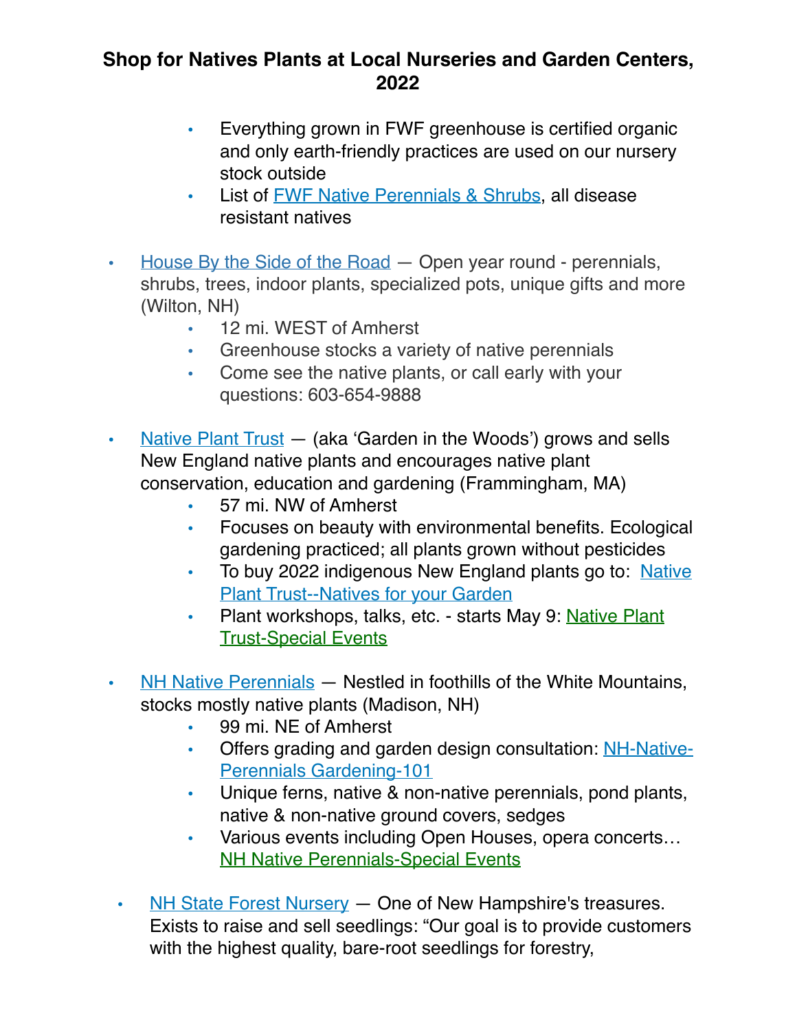**Shop for Natives Plants at Local Nurseries and Garden Centers, 2022**

  - Everything grown in FWF greenhouse is certified organic and only earth-friendly practices are used on our nursery stock outside
  - List of FWF Native Perennials & Shrubs, all disease resistant natives

- House By the Side of the Road — Open year round - perennials, shrubs, trees, indoor plants, specialized pots, unique gifts and more (Wilton, NH)
  - 12 mi. WEST of Amherst
  - Greenhouse stocks a variety of native perennials
  - Come see the native plants, or call early with your questions: 603-654-9888

- Native Plant Trust — (aka 'Garden in the Woods') grows and sells New England native plants and encourages native plant conservation, education and gardening (Frammingham, MA)
  - 57 mi. NW of Amherst
  - Focuses on beauty with environmental benefits. Ecological gardening practiced; all plants grown without pesticides
  - To buy 2022 indigenous New England plants go to: Native Plant Trust--Natives for your Garden
  - Plant workshops, talks, etc. - starts May 9: Native Plant Trust-Special Events

- NH Native Perennials — Nestled in foothills of the White Mountains, stocks mostly native plants (Madison, NH)
  - 99 mi. NE of Amherst
  - Offers grading and garden design consultation: NH-Native-Perennials Gardening-101
  - Unique ferns, native & non-native perennials, pond plants, native & non-native ground covers, sedges
  - Various events including Open Houses, opera concerts… NH Native Perennials-Special Events

- NH State Forest Nursery — One of New Hampshire's treasures. Exists to raise and sell seedlings: "Our goal is to provide customers with the highest quality, bare-root seedlings for forestry,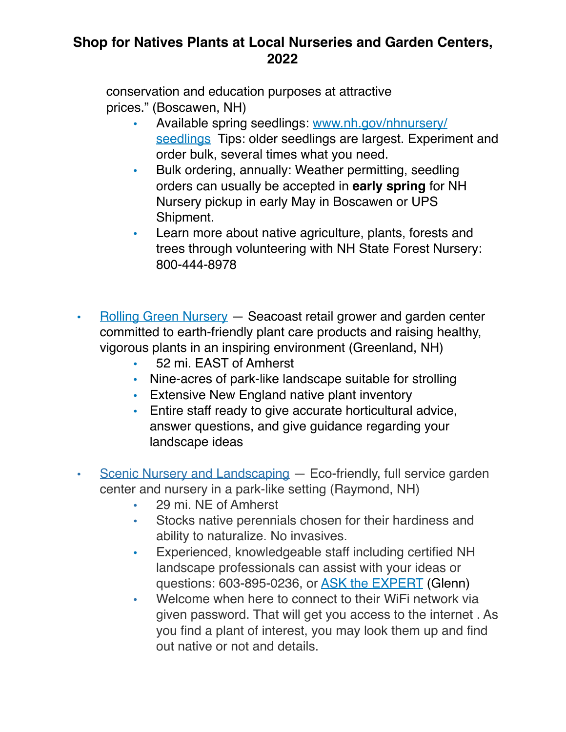**Shop for Natives Plants at Local Nurseries and Garden Centers, 2022**

conservation and education purposes at attractive prices." (Boscawen, NH)

- Available spring seedlings: [www.nh.gov/nhnursery/seedlings](www.nh.gov/nhnursery/seedlings) Tips: older seedlings are largest. Experiment and order bulk, several times what you need.
- Bulk ordering, annually: Weather permitting, seedling orders can usually be accepted in **early spring** for NH Nursery pickup in early May in Boscawen or UPS Shipment.
- Learn more about native agriculture, plants, forests and trees through volunteering with NH State Forest Nursery: 800-444-8978

- Rolling Green Nursery — Seacoast retail grower and garden center committed to earth-friendly plant care products and raising healthy, vigorous plants in an inspiring environment (Greenland, NH)
  - 52 mi. EAST of Amherst
  - Nine-acres of park-like landscape suitable for strolling
  - Extensive New England native plant inventory
  - Entire staff ready to give accurate horticultural advice, answer questions, and give guidance regarding your landscape ideas

- Scenic Nursery and Landscaping — Eco-friendly, full service garden center and nursery in a park-like setting (Raymond, NH)
  - 29 mi. NE of Amherst
  - Stocks native perennials chosen for their hardiness and ability to naturalize. No invasives.
  - Experienced, knowledgeable staff including certified NH landscape professionals can assist with your ideas or questions: 603-895-0236, or ASK the EXPERT (Glenn)
  - Welcome when here to connect to their WiFi network via given password. That will get you access to the internet . As you find a plant of interest, you may look them up and find out native or not and details.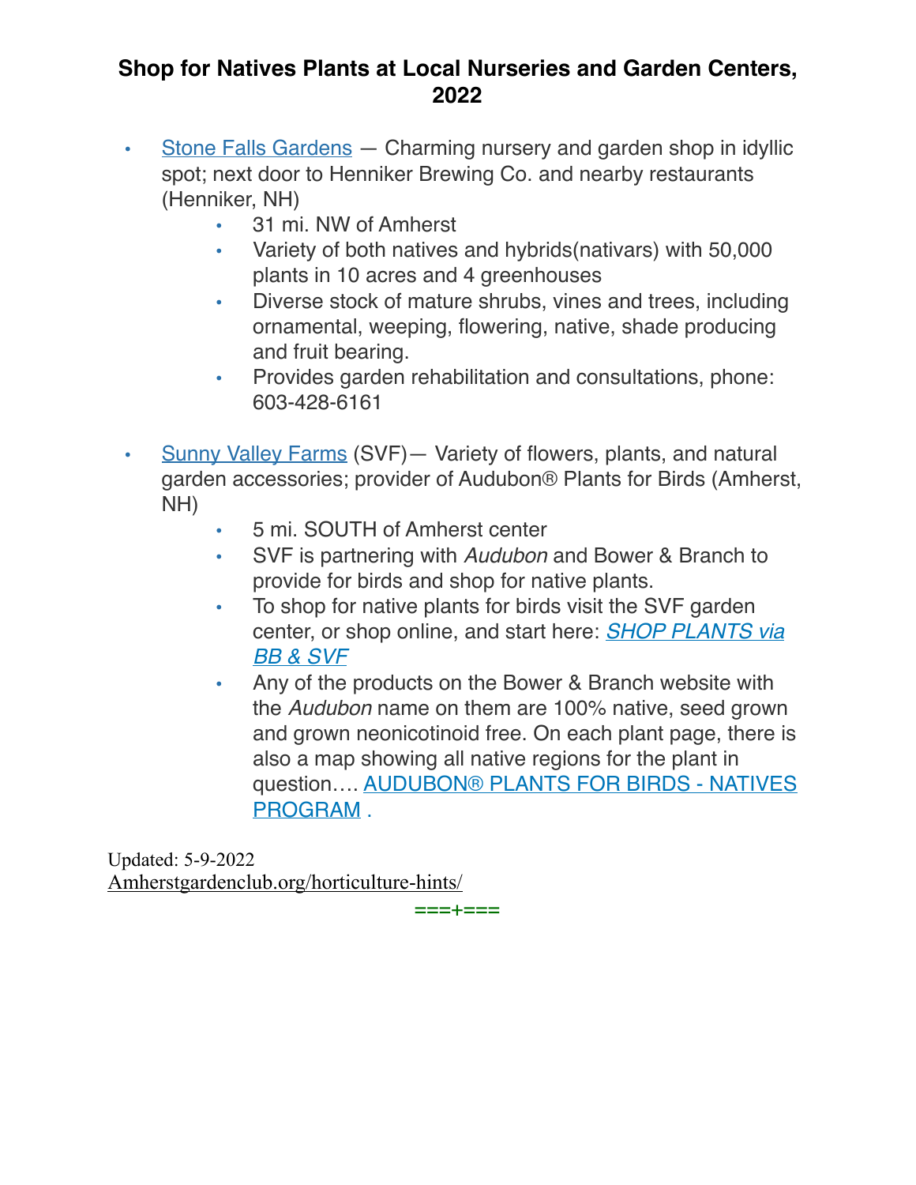## Shop for Natives Plants at Local Nurseries and Garden Centers, 2022

- Stone Falls Gardens — Charming nursery and garden shop in idyllic spot; next door to Henniker Brewing Co. and nearby restaurants (Henniker, NH)
  - 31 mi. NW of Amherst
  - Variety of both natives and hybrids(nativars) with 50,000 plants in 10 acres and 4 greenhouses
  - Diverse stock of mature shrubs, vines and trees, including ornamental, weeping, flowering, native, shade producing and fruit bearing.
  - Provides garden rehabilitation and consultations, phone: 603-428-6161

- Sunny Valley Farms (SVF)— Variety of flowers, plants, and natural garden accessories; provider of Audubon® Plants for Birds (Amherst, NH)
  - 5 mi. SOUTH of Amherst center
  - SVF is partnering with *Audubon* and Bower & Branch to provide for birds and shop for native plants.
  - To shop for native plants for birds visit the SVF garden center, or shop online, and start here: *SHOP PLANTS via BB & SVF*
  - Any of the products on the Bower & Branch website with the *Audubon* name on them are 100% native, seed grown and grown neonicotinoid free. On each plant page, there is also a map showing all native regions for the plant in question…. AUDUBON® PLANTS FOR BIRDS - NATIVES PROGRAM .

Updated: 5-9-2022
Amherstgardenclub.org/horticulture-hints/

===+===